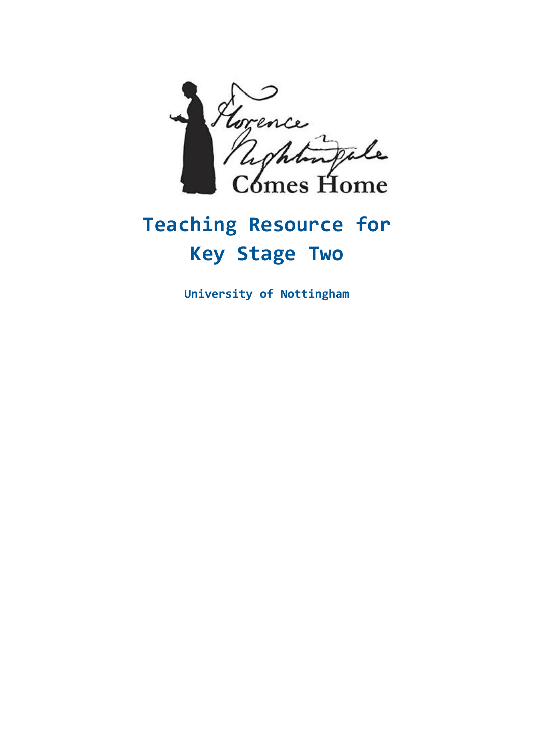Florence Nightingale Comes Home

# Teaching Resource for Key Stage Two

**University of Nottingham**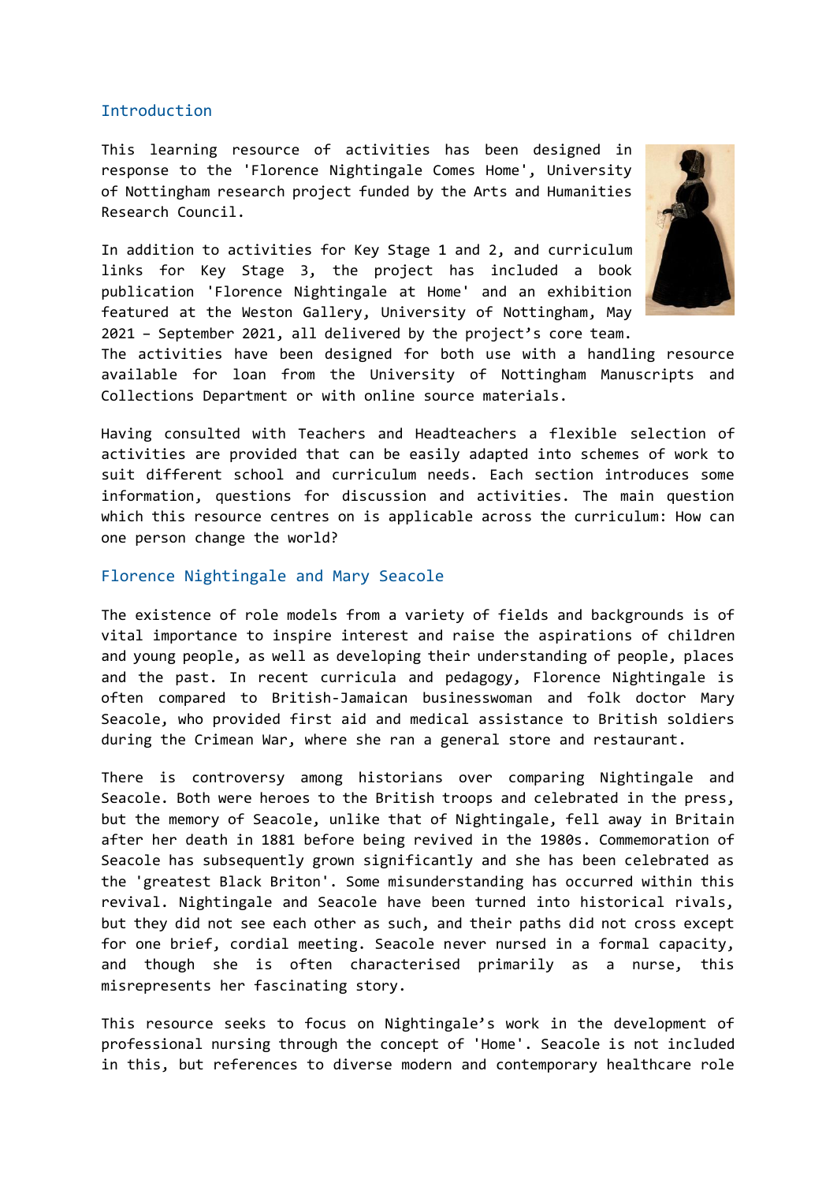## Introduction

This learning resource of activities has been designed in response to the 'Florence Nightingale Comes Home', University of Nottingham research project funded by the Arts and Humanities Research Council.

In addition to activities for Key Stage 1 and 2, and curriculum links for Key Stage 3, the project has included a book publication 'Florence Nightingale at Home' and an exhibition featured at the Weston Gallery, University of Nottingham, May 2021 – September 2021, all delivered by the project's core team. The activities have been designed for both use with a handling resource available for loan from the University of Nottingham Manuscripts and Collections Department or with online source materials.

Having consulted with Teachers and Headteachers a flexible selection of activities are provided that can be easily adapted into schemes of work to suit different school and curriculum needs. Each section introduces some information, questions for discussion and activities. The main question which this resource centres on is applicable across the curriculum: How can one person change the world?

## Florence Nightingale and Mary Seacole

The existence of role models from a variety of fields and backgrounds is of vital importance to inspire interest and raise the aspirations of children and young people, as well as developing their understanding of people, places and the past. In recent curricula and pedagogy, Florence Nightingale is often compared to British-Jamaican businesswoman and folk doctor Mary Seacole, who provided first aid and medical assistance to British soldiers during the Crimean War, where she ran a general store and restaurant.

There is controversy among historians over comparing Nightingale and Seacole. Both were heroes to the British troops and celebrated in the press, but the memory of Seacole, unlike that of Nightingale, fell away in Britain after her death in 1881 before being revived in the 1980s. Commemoration of Seacole has subsequently grown significantly and she has been celebrated as the 'greatest Black Briton'. Some misunderstanding has occurred within this revival. Nightingale and Seacole have been turned into historical rivals, but they did not see each other as such, and their paths did not cross except for one brief, cordial meeting. Seacole never nursed in a formal capacity, and though she is often characterised primarily as a nurse, this misrepresents her fascinating story.

This resource seeks to focus on Nightingale's work in the development of professional nursing through the concept of 'Home'. Seacole is not included in this, but references to diverse modern and contemporary healthcare role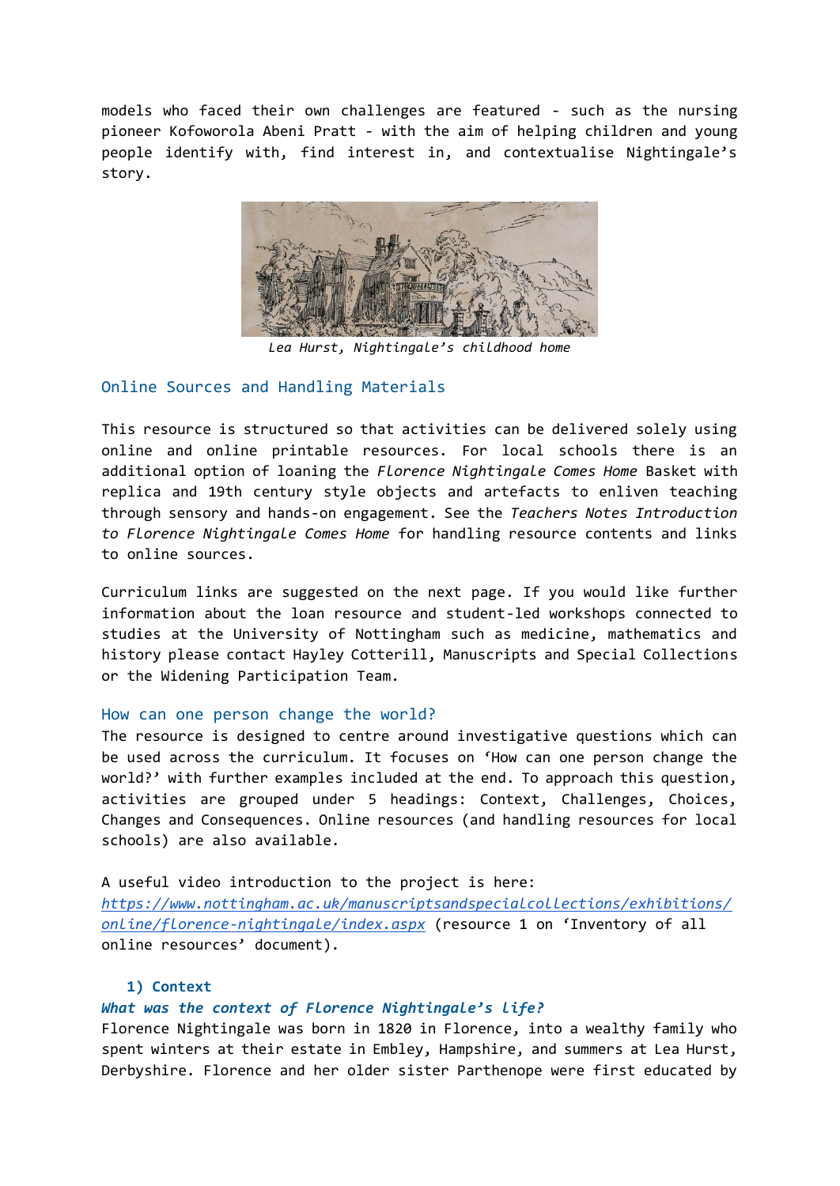models who faced their own challenges are featured - such as the nursing pioneer Kofoworola Abeni Pratt - with the aim of helping children and young people identify with, find interest in, and contextualise Nightingale's story.

*Lea Hurst, Nightingale's childhood home*

## Online Sources and Handling Materials

This resource is structured so that activities can be delivered solely using online and online printable resources. For local schools there is an additional option of loaning the *Florence Nightingale Comes Home* Basket with replica and 19th century style objects and artefacts to enliven teaching through sensory and hands-on engagement. See the *Teachers Notes Introduction to Florence Nightingale Comes Home* for handling resource contents and links to online sources.

Curriculum links are suggested on the next page. If you would like further information about the loan resource and student-led workshops connected to studies at the University of Nottingham such as medicine, mathematics and history please contact Hayley Cotterill, Manuscripts and Special Collections or the Widening Participation Team.

## How can one person change the world?

The resource is designed to centre around investigative questions which can be used across the curriculum. It focuses on 'How can one person change the world?' with further examples included at the end. To approach this question, activities are grouped under 5 headings: Context, Challenges, Choices, Changes and Consequences. Online resources (and handling resources for local schools) are also available.

A useful video introduction to the project is here: *https://www.nottingham.ac.uk/manuscriptsandspecialcollections/exhibitions/online/florence-nightingale/index.aspx* (resource 1 on 'Inventory of all online resources' document).

### 1) Context

***What was the context of Florence Nightingale's life?***

Florence Nightingale was born in 1820 in Florence, into a wealthy family who spent winters at their estate in Embley, Hampshire, and summers at Lea Hurst, Derbyshire. Florence and her older sister Parthenope were first educated by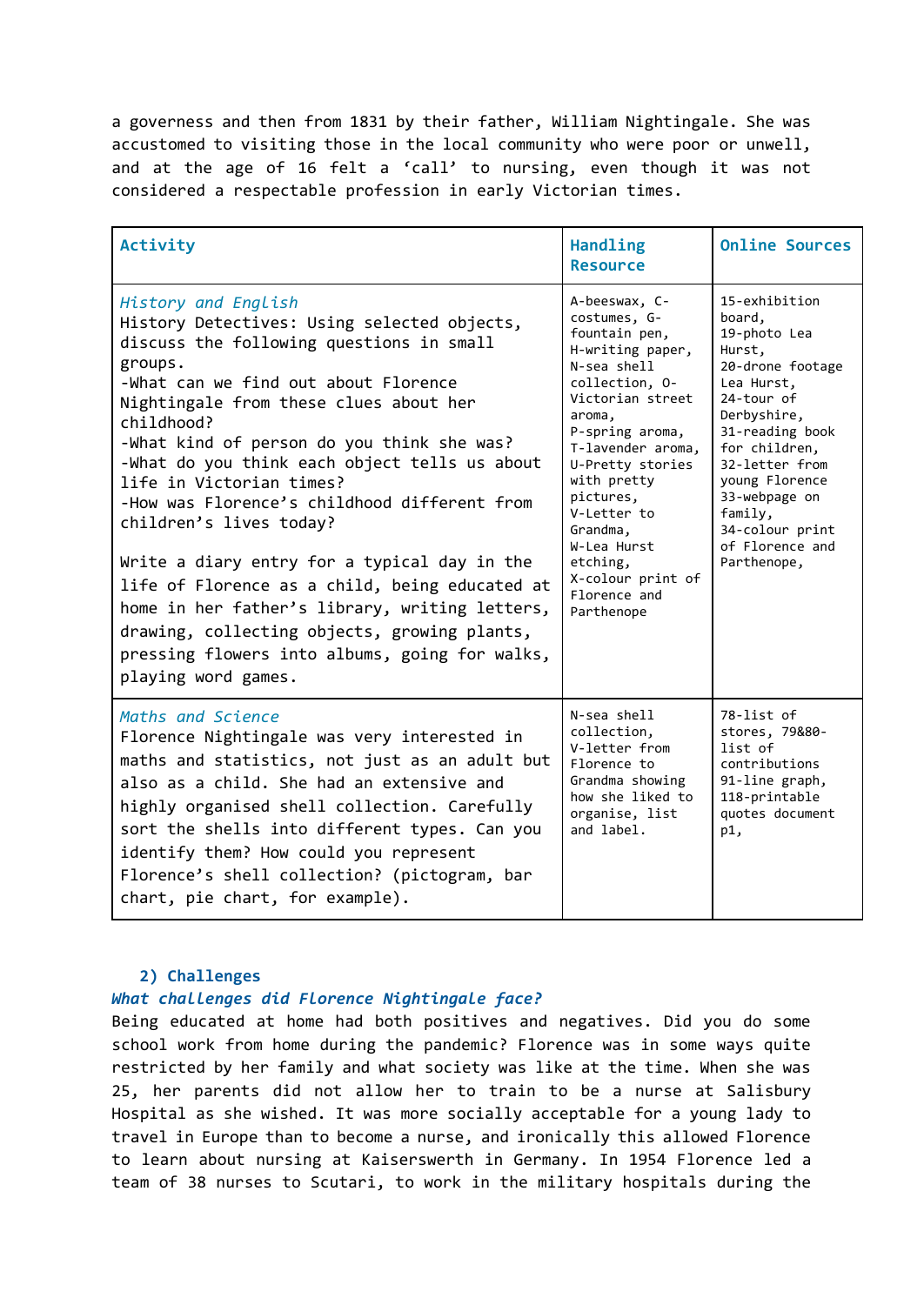a governess and then from 1831 by their father, William Nightingale. She was accustomed to visiting those in the local community who were poor or unwell, and at the age of 16 felt a 'call' to nursing, even though it was not considered a respectable profession in early Victorian times.

| Activity | Handling Resource | Online Sources |
|---|---|---|
| *History and English*<br>History Detectives: Using selected objects, discuss the following questions in small groups.<br>-What can we find out about Florence Nightingale from these clues about her childhood?<br>-What kind of person do you think she was?<br>-What do you think each object tells us about life in Victorian times?<br>-How was Florence's childhood different from children's lives today?<br><br>Write a diary entry for a typical day in the life of Florence as a child, being educated at home in her father's library, writing letters, drawing, collecting objects, growing plants, pressing flowers into albums, going for walks, playing word games. | A-beeswax, C-costumes, G-fountain pen, H-writing paper, N-sea shell collection, O-Victorian street aroma, P-spring aroma, T-lavender aroma, U-Pretty stories with pretty pictures, V-Letter to Grandma, W-Lea Hurst etching, X-colour print of Florence and Parthenope | 15-exhibition board, 19-photo Lea Hurst, 20-drone footage Lea Hurst, 24-tour of Derbyshire, 31-reading book for children, 32-letter from young Florence 33-webpage on family, 34-colour print of Florence and Parthenope, |
| *Maths and Science*<br>Florence Nightingale was very interested in maths and statistics, not just as an adult but also as a child. She had an extensive and highly organised shell collection. Carefully sort the shells into different types. Can you identify them? How could you represent Florence's shell collection? (pictogram, bar chart, pie chart, for example). | N-sea shell collection, V-letter from Florence to Grandma showing how she liked to organise, list and label. | 78-list of stores, 79&80-list of contributions 91-line graph, 118-printable quotes document p1, |

## 2) Challenges

***What challenges did Florence Nightingale face?***

Being educated at home had both positives and negatives. Did you do some school work from home during the pandemic? Florence was in some ways quite restricted by her family and what society was like at the time. When she was 25, her parents did not allow her to train to be a nurse at Salisbury Hospital as she wished. It was more socially acceptable for a young lady to travel in Europe than to become a nurse, and ironically this allowed Florence to learn about nursing at Kaiserswerth in Germany. In 1954 Florence led a team of 38 nurses to Scutari, to work in the military hospitals during the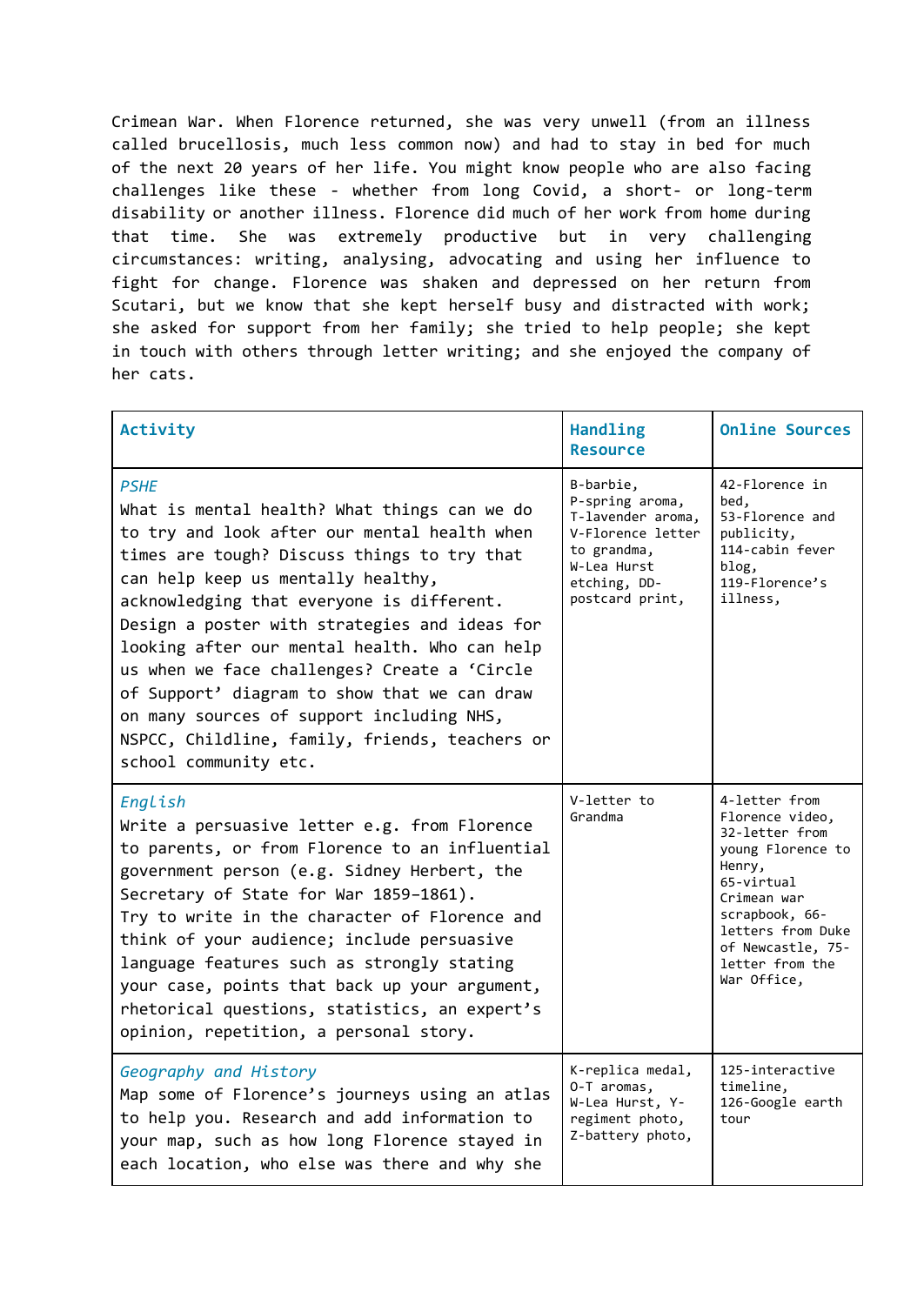Crimean War. When Florence returned, she was very unwell (from an illness called brucellosis, much less common now) and had to stay in bed for much of the next 20 years of her life. You might know people who are also facing challenges like these - whether from long Covid, a short- or long-term disability or another illness. Florence did much of her work from home during that time. She was extremely productive but in very challenging circumstances: writing, analysing, advocating and using her influence to fight for change. Florence was shaken and depressed on her return from Scutari, but we know that she kept herself busy and distracted with work; she asked for support from her family; she tried to help people; she kept in touch with others through letter writing; and she enjoyed the company of her cats.

| Activity | Handling Resource | Online Sources |
|---|---|---|
| *PSHE*<br>What is mental health? What things can we do to try and look after our mental health when times are tough? Discuss things to try that can help keep us mentally healthy, acknowledging that everyone is different. Design a poster with strategies and ideas for looking after our mental health. Who can help us when we face challenges? Create a 'Circle of Support' diagram to show that we can draw on many sources of support including NHS, NSPCC, Childline, family, friends, teachers or school community etc. | B-barbie, P-spring aroma, T-lavender aroma, V-Florence letter to grandma, W-Lea Hurst etching, DD-postcard print, | 42-Florence in bed, 53-Florence and publicity, 114-cabin fever blog, 119-Florence's illness, |
| *English*<br>Write a persuasive letter e.g. from Florence to parents, or from Florence to an influential government person (e.g. Sidney Herbert, the Secretary of State for War 1859–1861). Try to write in the character of Florence and think of your audience; include persuasive language features such as strongly stating your case, points that back up your argument, rhetorical questions, statistics, an expert's opinion, repetition, a personal story. | V-letter to Grandma | 4-letter from Florence video, 32-letter from young Florence to Henry, 65-virtual Crimean war scrapbook, 66-letters from Duke of Newcastle, 75-letter from the War Office, |
| *Geography and History*<br>Map some of Florence's journeys using an atlas to help you. Research and add information to your map, such as how long Florence stayed in each location, who else was there and why she | K-replica medal, O-T aromas, W-Lea Hurst, Y-regiment photo, Z-battery photo, | 125-interactive timeline, 126-Google earth tour |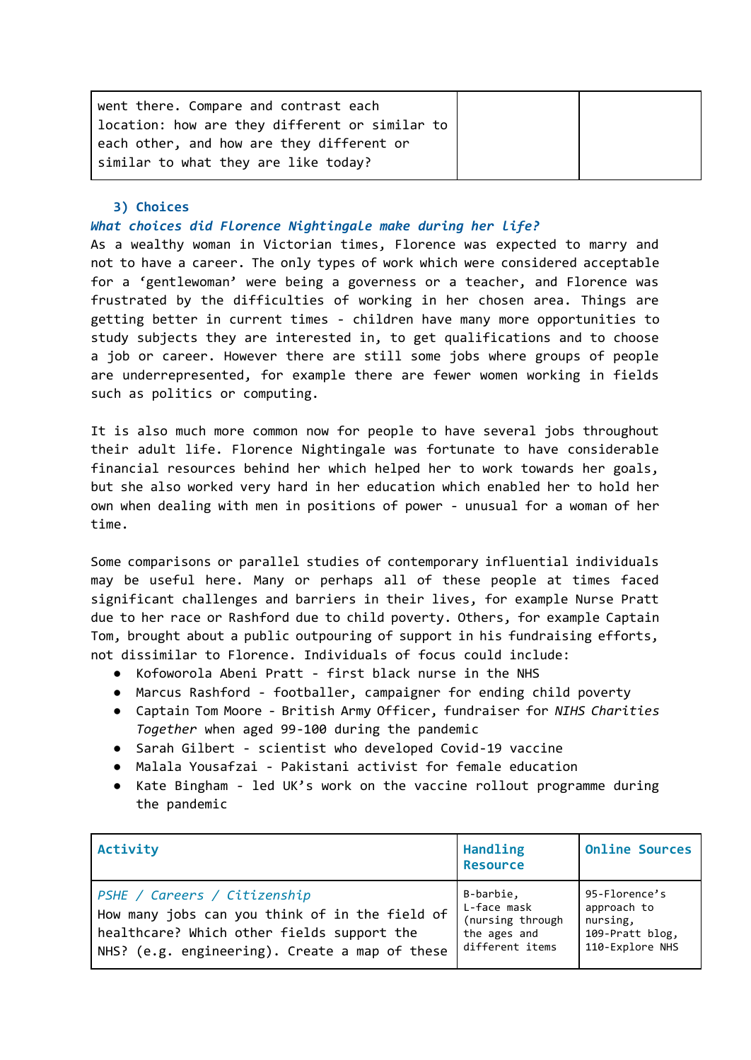| | | |
|---|---|---|
| went there. Compare and contrast each location: how are they different or similar to each other, and how are they different or similar to what they are like today? | | |

### 3) Choices

***What choices did Florence Nightingale make during her life?***

As a wealthy woman in Victorian times, Florence was expected to marry and not to have a career. The only types of work which were considered acceptable for a 'gentlewoman' were being a governess or a teacher, and Florence was frustrated by the difficulties of working in her chosen area. Things are getting better in current times - children have many more opportunities to study subjects they are interested in, to get qualifications and to choose a job or career. However there are still some jobs where groups of people are underrepresented, for example there are fewer women working in fields such as politics or computing.

It is also much more common now for people to have several jobs throughout their adult life. Florence Nightingale was fortunate to have considerable financial resources behind her which helped her to work towards her goals, but she also worked very hard in her education which enabled her to hold her own when dealing with men in positions of power - unusual for a woman of her time.

Some comparisons or parallel studies of contemporary influential individuals may be useful here. Many or perhaps all of these people at times faced significant challenges and barriers in their lives, for example Nurse Pratt due to her race or Rashford due to child poverty. Others, for example Captain Tom, brought about a public outpouring of support in his fundraising efforts, not dissimilar to Florence. Individuals of focus could include:

- Kofoworola Abeni Pratt - first black nurse in the NHS
- Marcus Rashford - footballer, campaigner for ending child poverty
- Captain Tom Moore - British Army Officer, fundraiser for *NIHS Charities Together* when aged 99-100 during the pandemic
- Sarah Gilbert - scientist who developed Covid-19 vaccine
- Malala Yousafzai - Pakistani activist for female education
- Kate Bingham - led UK's work on the vaccine rollout programme during the pandemic

| Activity | Handling Resource | Online Sources |
|---|---|---|
| *PSHE / Careers / Citizenship*<br>How many jobs can you think of in the field of healthcare? Which other fields support the NHS? (e.g. engineering). Create a map of these | B-barbie,<br>L-face mask (nursing through the ages and different items | 95-Florence's approach to nursing,<br>109-Pratt blog,<br>110-Explore NHS |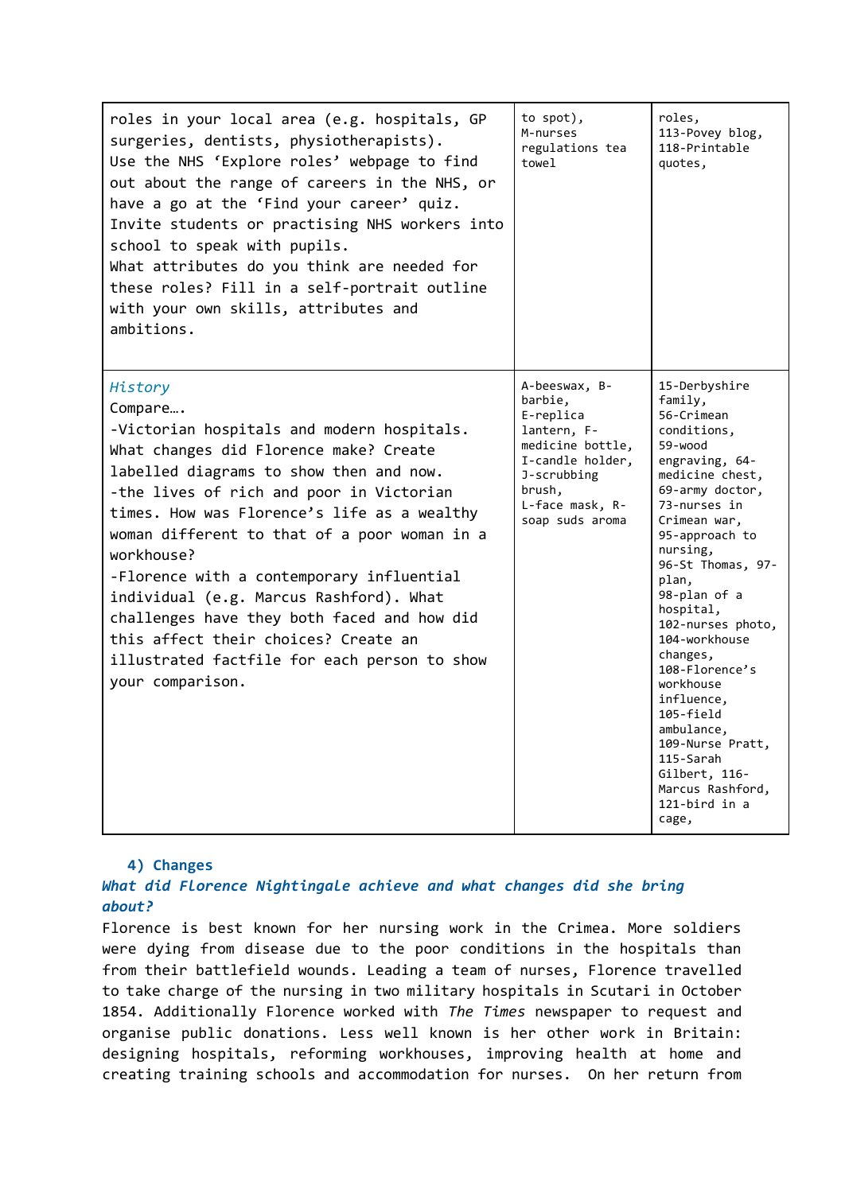| | | |
|---|---|---|
| roles in your local area (e.g. hospitals, GP surgeries, dentists, physiotherapists). Use the NHS 'Explore roles' webpage to find out about the range of careers in the NHS, or have a go at the 'Find your career' quiz. Invite students or practising NHS workers into school to speak with pupils. What attributes do you think are needed for these roles? Fill in a self-portrait outline with your own skills, attributes and ambitions. | to spot), M-nurses regulations tea towel | roles, 113-Povey blog, 118-Printable quotes, |
| *History* Compare…. -Victorian hospitals and modern hospitals. What changes did Florence make? Create labelled diagrams to show then and now. -the lives of rich and poor in Victorian times. How was Florence's life as a wealthy woman different to that of a poor woman in a workhouse? -Florence with a contemporary influential individual (e.g. Marcus Rashford). What challenges have they both faced and how did this affect their choices? Create an illustrated factfile for each person to show your comparison. | A-beeswax, B-barbie, E-replica lantern, F-medicine bottle, I-candle holder, J-scrubbing brush, L-face mask, R-soap suds aroma | 15-Derbyshire family, 56-Crimean conditions, 59-wood engraving, 64-medicine chest, 69-army doctor, 73-nurses in Crimean war, 95-approach to nursing, 96-St Thomas, 97-plan, 98-plan of a hospital, 102-nurses photo, 104-workhouse changes, 108-Florence's workhouse influence, 105-field ambulance, 109-Nurse Pratt, 115-Sarah Gilbert, 116-Marcus Rashford, 121-bird in a cage, |

### 4) Changes

***What did Florence Nightingale achieve and what changes did she bring about?***

Florence is best known for her nursing work in the Crimea. More soldiers were dying from disease due to the poor conditions in the hospitals than from their battlefield wounds. Leading a team of nurses, Florence travelled to take charge of the nursing in two military hospitals in Scutari in October 1854. Additionally Florence worked with *The Times* newspaper to request and organise public donations. Less well known is her other work in Britain: designing hospitals, reforming workhouses, improving health at home and creating training schools and accommodation for nurses. On her return from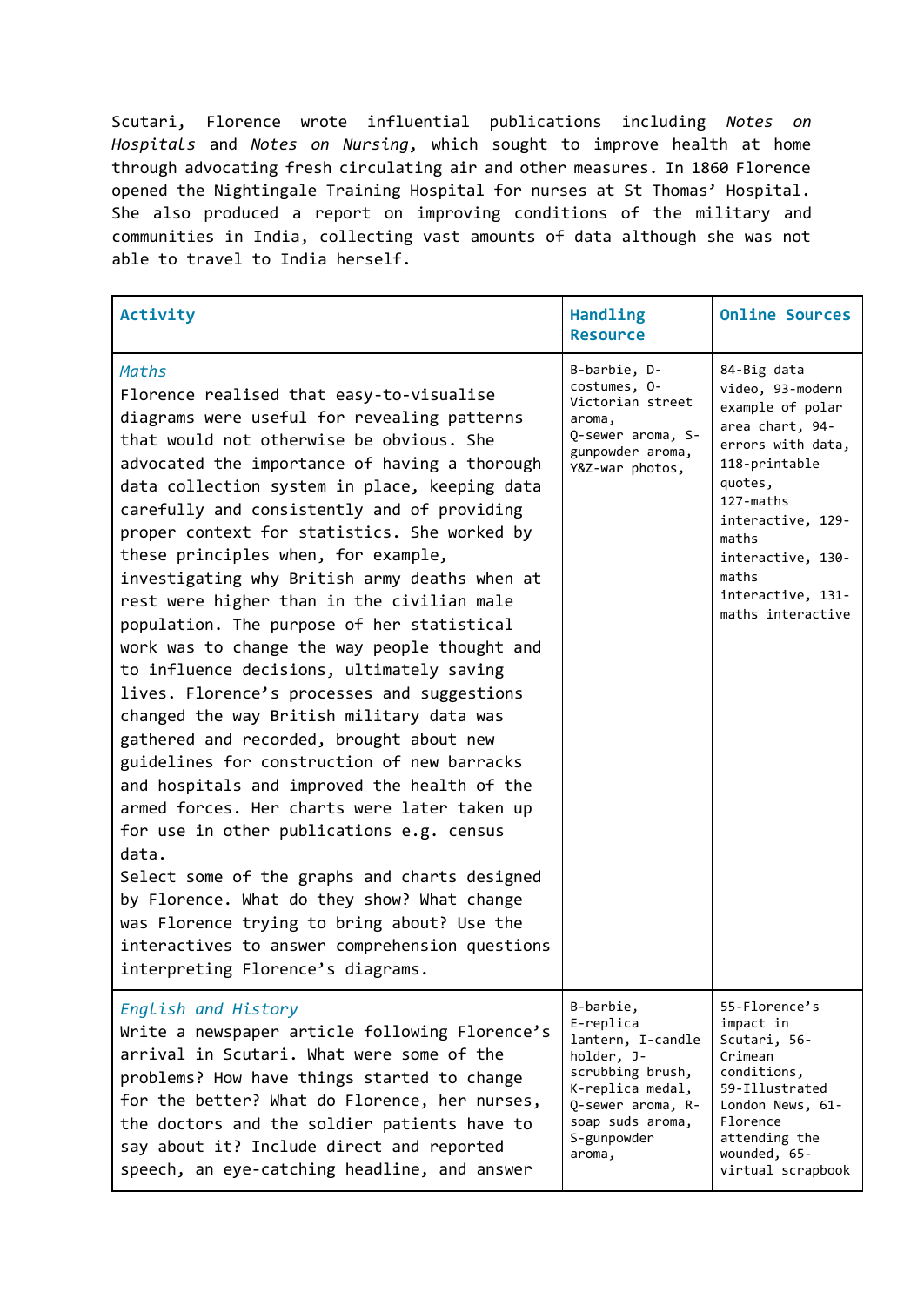Scutari, Florence wrote influential publications including *Notes on Hospitals* and *Notes on Nursing*, which sought to improve health at home through advocating fresh circulating air and other measures. In 1860 Florence opened the Nightingale Training Hospital for nurses at St Thomas' Hospital. She also produced a report on improving conditions of the military and communities in India, collecting vast amounts of data although she was not able to travel to India herself.

| Activity | Handling Resource | Online Sources |
|---|---|---|
| *Maths*<br>Florence realised that easy-to-visualise diagrams were useful for revealing patterns that would not otherwise be obvious. She advocated the importance of having a thorough data collection system in place, keeping data carefully and consistently and of providing proper context for statistics. She worked by these principles when, for example, investigating why British army deaths when at rest were higher than in the civilian male population. The purpose of her statistical work was to change the way people thought and to influence decisions, ultimately saving lives. Florence's processes and suggestions changed the way British military data was gathered and recorded, brought about new guidelines for construction of new barracks and hospitals and improved the health of the armed forces. Her charts were later taken up for use in other publications e.g. census data.<br>Select some of the graphs and charts designed by Florence. What do they show? What change was Florence trying to bring about? Use the interactives to answer comprehension questions interpreting Florence's diagrams. | B-barbie, D-costumes, O-Victorian street aroma, Q-sewer aroma, S-gunpowder aroma, Y&Z-war photos, | 84-Big data video, 93-modern example of polar area chart, 94-errors with data, 118-printable quotes, 127-maths interactive, 129-maths interactive, 130-maths interactive, 131-maths interactive |
| *English and History*<br>Write a newspaper article following Florence's arrival in Scutari. What were some of the problems? How have things started to change for the better? What do Florence, her nurses, the doctors and the soldier patients have to say about it? Include direct and reported speech, an eye-catching headline, and answer | B-barbie, E-replica lantern, I-candle holder, J-scrubbing brush, K-replica medal, Q-sewer aroma, R-soap suds aroma, S-gunpowder aroma, | 55-Florence's impact in Scutari, 56-Crimean conditions, 59-Illustrated London News, 61-Florence attending the wounded, 65-virtual scrapbook |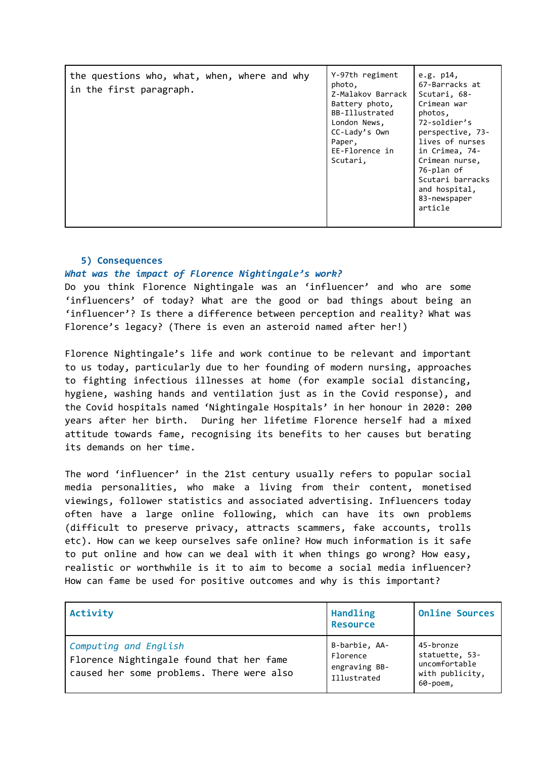| | | |
|---|---|---|
| the questions who, what, when, where and why in the first paragraph. | Y-97th regiment photo, Z-Malakov Barrack Battery photo, BB-Illustrated London News, CC-Lady's Own Paper, EE-Florence in Scutari, | e.g. p14, 67-Barracks at Scutari, 68-Crimean war photos, 72-soldier's perspective, 73-lives of nurses in Crimea, 74-Crimean nurse, 76-plan of Scutari barracks and hospital, 83-newspaper article |

### 5) Consequences

***What was the impact of Florence Nightingale's work?***

Do you think Florence Nightingale was an 'influencer' and who are some 'influencers' of today? What are the good or bad things about being an 'influencer'? Is there a difference between perception and reality? What was Florence's legacy? (There is even an asteroid named after her!)

Florence Nightingale's life and work continue to be relevant and important to us today, particularly due to her founding of modern nursing, approaches to fighting infectious illnesses at home (for example social distancing, hygiene, washing hands and ventilation just as in the Covid response), and the Covid hospitals named 'Nightingale Hospitals' in her honour in 2020: 200 years after her birth. During her lifetime Florence herself had a mixed attitude towards fame, recognising its benefits to her causes but berating its demands on her time.

The word 'influencer' in the 21st century usually refers to popular social media personalities, who make a living from their content, monetised viewings, follower statistics and associated advertising. Influencers today often have a large online following, which can have its own problems (difficult to preserve privacy, attracts scammers, fake accounts, trolls etc). How can we keep ourselves safe online? How much information is it safe to put online and how can we deal with it when things go wrong? How easy, realistic or worthwhile is it to aim to become a social media influencer? How can fame be used for positive outcomes and why is this important?

| Activity | Handling Resource | Online Sources |
|---|---|---|
| *Computing and English*<br>Florence Nightingale found that her fame caused her some problems. There were also | B-barbie, AA-Florence engraving BB-Illustrated | 45-bronze statuette, 53-uncomfortable with publicity, 60-poem, |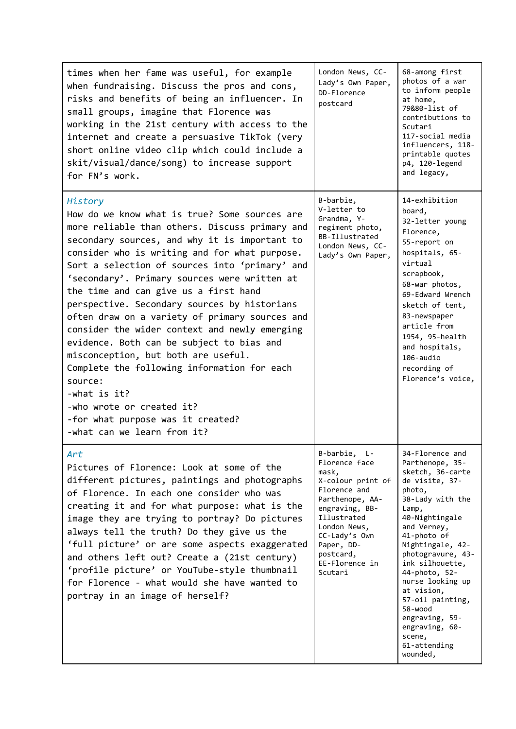| | | |
|---|---|---|
| times when her fame was useful, for example when fundraising. Discuss the pros and cons, risks and benefits of being an influencer. In small groups, imagine that Florence was working in the 21st century with access to the internet and create a persuasive TikTok (very short online video clip which could include a skit/visual/dance/song) to increase support for FN's work. | London News, CC-Lady's Own Paper, DD-Florence postcard | 68-among first photos of a war to inform people at home, 79&80-list of contributions to Scutari 117-social media influencers, 118-printable quotes p4, 120-legend and legacy, |
| *History*<br>How do we know what is true? Some sources are more reliable than others. Discuss primary and secondary sources, and why it is important to consider who is writing and for what purpose. Sort a selection of sources into 'primary' and 'secondary'. Primary sources were written at the time and can give us a first hand perspective. Secondary sources by historians often draw on a variety of primary sources and consider the wider context and newly emerging evidence. Both can be subject to bias and misconception, but both are useful.<br>Complete the following information for each source:<br>-what is it?<br>-who wrote or created it?<br>-for what purpose was it created?<br>-what can we learn from it? | B-barbie, V-letter to Grandma, Y-regiment photo, BB-Illustrated London News, CC-Lady's Own Paper, | 14-exhibition board, 32-letter young Florence, 55-report on hospitals, 65-virtual scrapbook, 68-war photos, 69-Edward Wrench sketch of tent, 83-newspaper article from 1954, 95-health and hospitals, 106-audio recording of Florence's voice, |
| *Art*<br>Pictures of Florence: Look at some of the different pictures, paintings and photographs of Florence. In each one consider who was creating it and for what purpose: what is the image they are trying to portray? Do pictures always tell the truth? Do they give us the 'full picture' or are some aspects exaggerated and others left out? Create a (21st century) 'profile picture' or YouTube-style thumbnail for Florence - what would she have wanted to portray in an image of herself? | B-barbie, L-Florence face mask, X-colour print of Florence and Parthenope, AA-engraving, BB-Illustrated London News, CC-Lady's Own Paper, DD-postcard, EE-Florence in Scutari | 34-Florence and Parthenope, 35-sketch, 36-carte de visite, 37-photo, 38-Lady with the Lamp, 40-Nightingale and Verney, 41-photo of Nightingale, 42-photogravure, 43-ink silhouette, 44-photo, 52-nurse looking up at vision, 57-oil painting, 58-wood engraving, 59-engraving, 60-scene, 61-attending wounded, |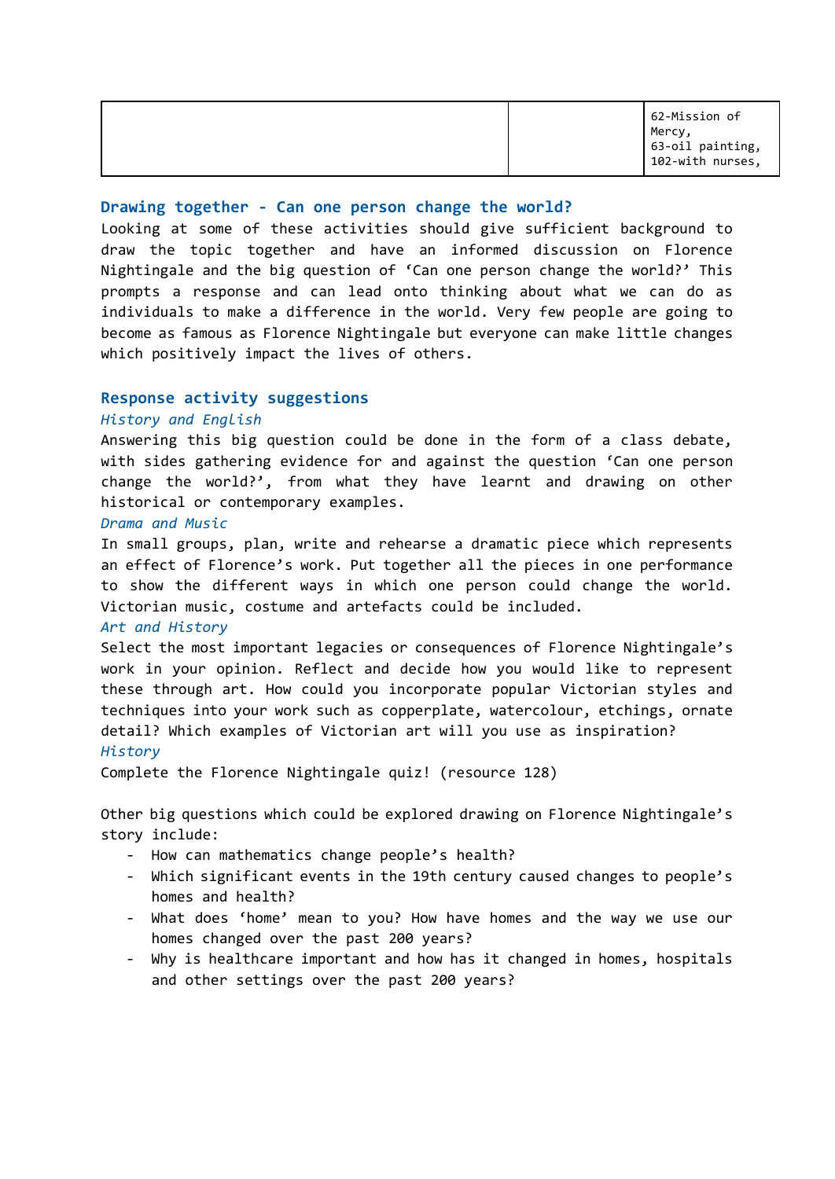| | | 62-Mission of Mercy,<br>63-oil painting,<br>102-with nurses, |
|---|---|---|

## Drawing together - Can one person change the world?

Looking at some of these activities should give sufficient background to draw the topic together and have an informed discussion on Florence Nightingale and the big question of 'Can one person change the world?' This prompts a response and can lead onto thinking about what we can do as individuals to make a difference in the world. Very few people are going to become as famous as Florence Nightingale but everyone can make little changes which positively impact the lives of others.

## Response activity suggestions

*History and English*

Answering this big question could be done in the form of a class debate, with sides gathering evidence for and against the question 'Can one person change the world?', from what they have learnt and drawing on other historical or contemporary examples.

*Drama and Music*

In small groups, plan, write and rehearse a dramatic piece which represents an effect of Florence's work. Put together all the pieces in one performance to show the different ways in which one person could change the world. Victorian music, costume and artefacts could be included.

*Art and History*

Select the most important legacies or consequences of Florence Nightingale's work in your opinion. Reflect and decide how you would like to represent these through art. How could you incorporate popular Victorian styles and techniques into your work such as copperplate, watercolour, etchings, ornate detail? Which examples of Victorian art will you use as inspiration?

*History*

Complete the Florence Nightingale quiz! (resource 128)

Other big questions which could be explored drawing on Florence Nightingale's story include:

- How can mathematics change people's health?
- Which significant events in the 19th century caused changes to people's homes and health?
- What does 'home' mean to you? How have homes and the way we use our homes changed over the past 200 years?
- Why is healthcare important and how has it changed in homes, hospitals and other settings over the past 200 years?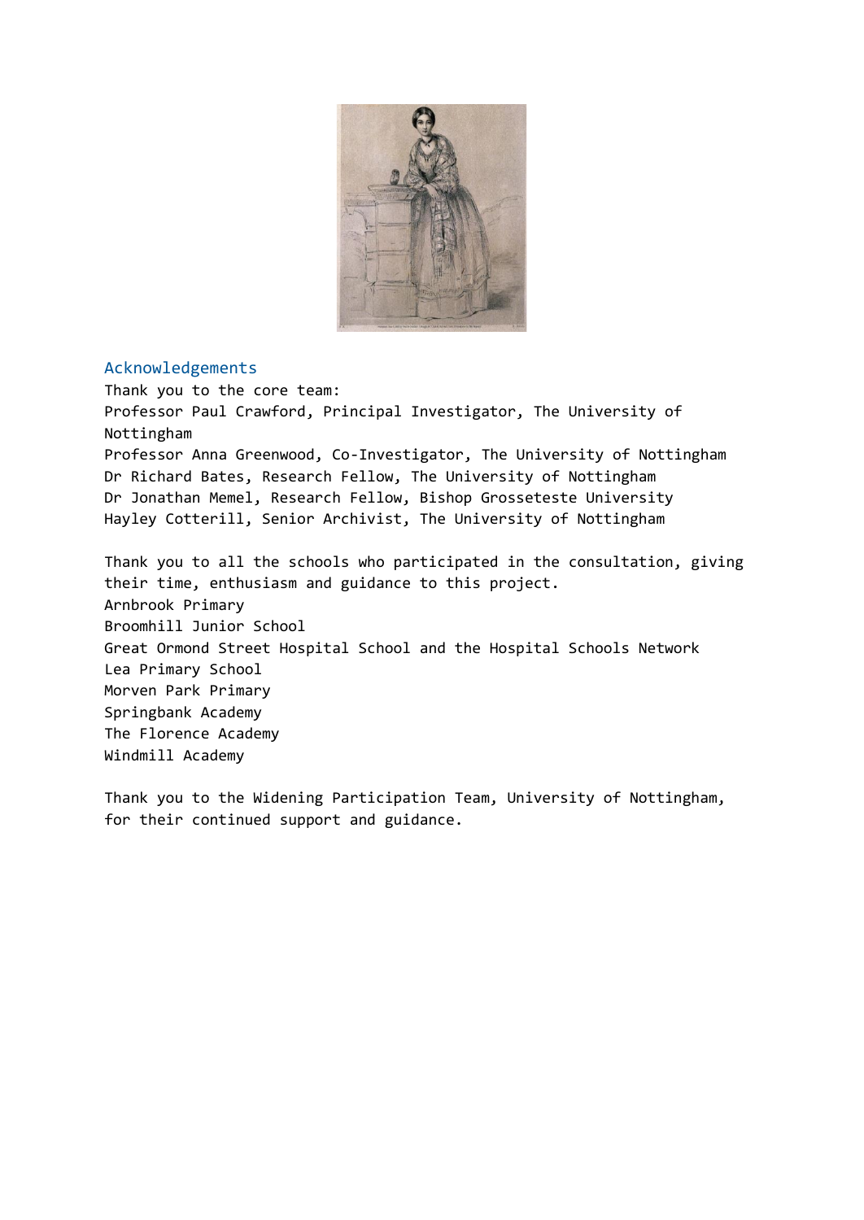## Acknowledgements

Thank you to the core team:

Professor Paul Crawford, Principal Investigator, The University of Nottingham
Professor Anna Greenwood, Co-Investigator, The University of Nottingham
Dr Richard Bates, Research Fellow, The University of Nottingham
Dr Jonathan Memel, Research Fellow, Bishop Grosseteste University
Hayley Cotterill, Senior Archivist, The University of Nottingham

Thank you to all the schools who participated in the consultation, giving their time, enthusiasm and guidance to this project.

Arnbrook Primary
Broomhill Junior School
Great Ormond Street Hospital School and the Hospital Schools Network
Lea Primary School
Morven Park Primary
Springbank Academy
The Florence Academy
Windmill Academy

Thank you to the Widening Participation Team, University of Nottingham, for their continued support and guidance.